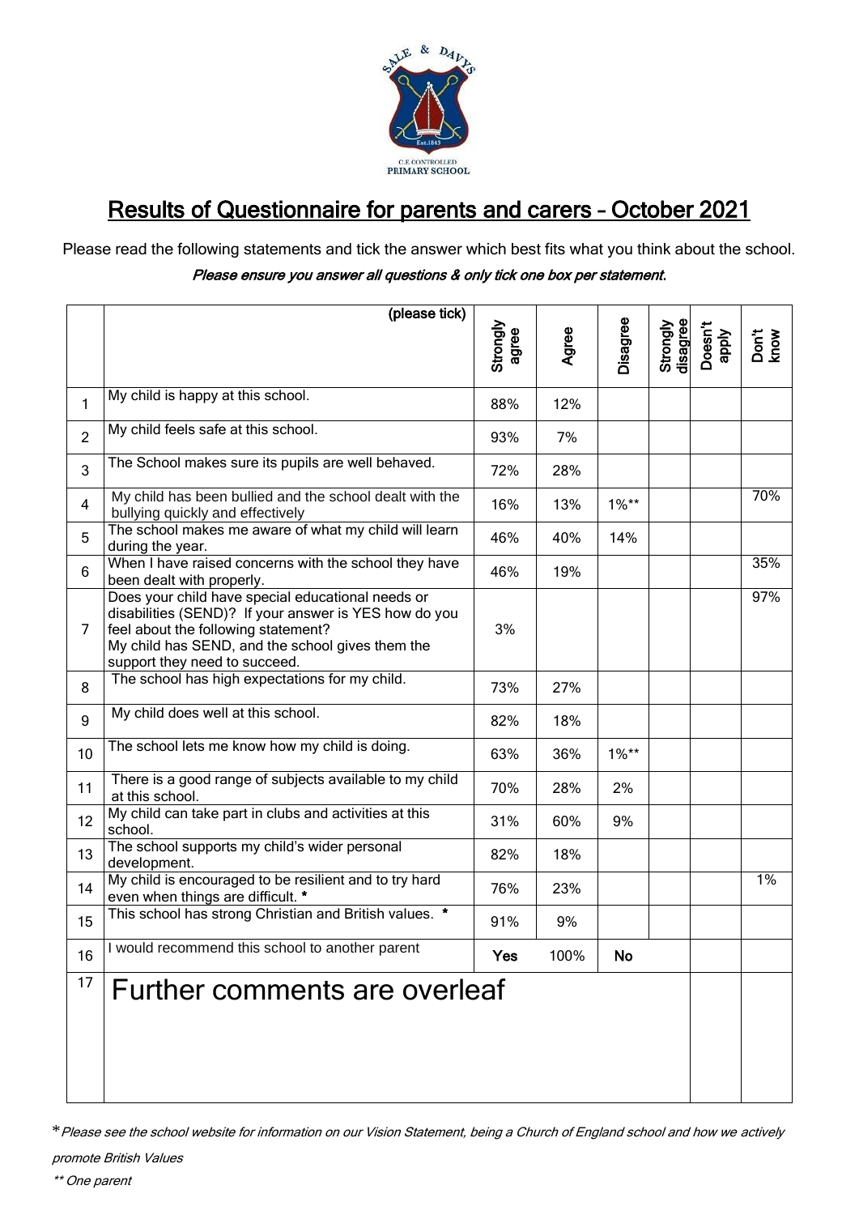# Results of Questionnaire for parents and carers – October 2021

Please read the following statements and tick the answer which best fits what you think about the school.

***Please ensure you answer all questions & only tick one box per statement.***

| | (please tick) | Strongly agree | Agree | Disagree | Strongly disagree | Doesn't apply | Don't know |
|---|---|---|---|---|---|---|---|
| 1 | My child is happy at this school. | 88% | 12% | | | | |
| 2 | My child feels safe at this school. | 93% | 7% | | | | |
| 3 | The School makes sure its pupils are well behaved. | 72% | 28% | | | | |
| 4 | My child has been bullied and the school dealt with the bullying quickly and effectively | 16% | 13% | 1%** | | | 70% |
| 5 | The school makes me aware of what my child will learn during the year. | 46% | 40% | 14% | | | |
| 6 | When I have raised concerns with the school they have been dealt with properly. | 46% | 19% | | | | 35% |
| 7 | Does your child have special educational needs or disabilities (SEND)? If your answer is YES how do you feel about the following statement? My child has SEND, and the school gives them the support they need to succeed. | 3% | | | | | 97% |
| 8 | The school has high expectations for my child. | 73% | 27% | | | | |
| 9 | My child does well at this school. | 82% | 18% | | | | |
| 10 | The school lets me know how my child is doing. | 63% | 36% | 1%** | | | |
| 11 | There is a good range of subjects available to my child at this school. | 70% | 28% | 2% | | | |
| 12 | My child can take part in clubs and activities at this school. | 31% | 60% | 9% | | | |
| 13 | The school supports my child's wider personal development. | 82% | 18% | | | | |
| 14 | My child is encouraged to be resilient and to try hard even when things are difficult. * | 76% | 23% | | | | 1% |
| 15 | This school has strong Christian and British values. * | 91% | 9% | | | | |
| 16 | I would recommend this school to another parent | **Yes** | 100% | **No** | | | |
| 17 | Further comments are overleaf | | | | | | |

**Please see the school website for information on our Vision Statement, being a Church of England school and how we actively promote British Values*

*** One parent*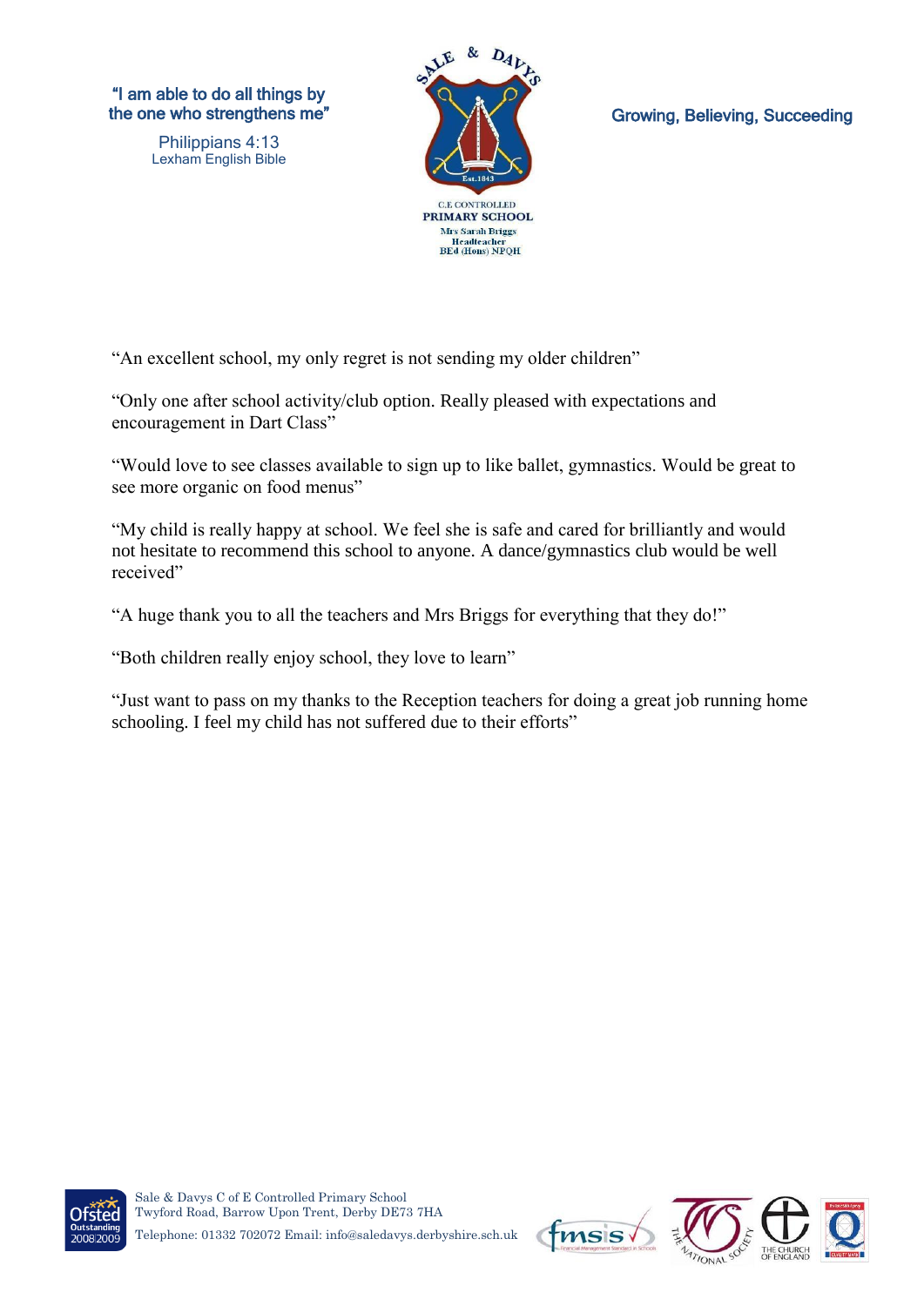"I am able to do all things by the one who strengthens me"

Philippians 4:13
Lexham English Bible

C.E CONTROLLED
PRIMARY SCHOOL
Mrs Sarah Briggs
Headteacher
BEd (Hons) NPQH

Growing, Believing, Succeeding

"An excellent school, my only regret is not sending my older children"

"Only one after school activity/club option. Really pleased with expectations and encouragement in Dart Class"

"Would love to see classes available to sign up to like ballet, gymnastics. Would be great to see more organic on food menus"

"My child is really happy at school. We feel she is safe and cared for brilliantly and would not hesitate to recommend this school to anyone. A dance/gymnastics club would be well received"

"A huge thank you to all the teachers and Mrs Briggs for everything that they do!"

"Both children really enjoy school, they love to learn"

"Just want to pass on my thanks to the Reception teachers for doing a great job running home schooling. I feel my child has not suffered due to their efforts"

Sale & Davys C of E Controlled Primary School
Twyford Road, Barrow Upon Trent, Derby DE73 7HA
Telephone: 01332 702072 Email: info@saledavys.derbyshire.sch.uk